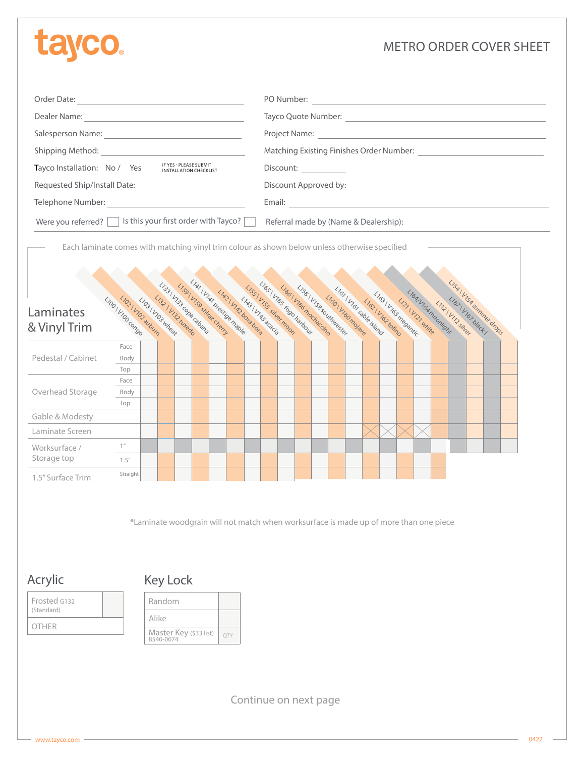# METRO ORDER COVER SHEET

Order Date: ______________________

PO Number: ______________________

Dealer Name: ______________________

Tayco Quote Number: ______________________

Salesperson Name: ______________________

Project Name: ______________________

Shipping Method: ______________________

Matching Existing Finishes Order Number: ______________________

Tayco Installation: No / Yes — IF YES - PLEASE SUBMIT INSTALLATION CHECKLIST

Discount: ______________________

Requested Ship/Install Date: ______________________

Discount Approved by: ______________________

Telephone Number: ______________________

Email: ______________________

Were you referred? ☐ Is this your first order with Tayco? ☐

Referral made by (Name & Dealership):

---

Each laminate comes with matching vinyl trim colour as shown below unless otherwise specified

## Laminates & Vinyl Trim

| | | L100 \| V100 congo | L102 \| V102 auburn | L103 \| V103 wheat | L132 \| V132 tuxedo | L133 \| V133 copa cabana | L159 \| V159 shiraz cherry | L141 \| V141 prestige maple | L142 \| V142 bora bora | L143 \| V143 acacia | L155 \| V155 silver moon | L165 \| V165 fogo harbour | L166 \| V166 mochaccino | L158 \| V158 southwester | L160 \| V160 mojave | L161 \| V161 sable island | L162 \| V162 tofino | L163 \| V163 megantic | L121 \| V121 white | L164/V164 moonlight | L112 \| V112 silver | L167 \| V167 black | L154 \| V154 summer drops |
|---|---|---|---|---|---|---|---|---|---|---|---|---|---|---|---|---|---|---|---|---|---|---|---|
| Pedestal / Cabinet | Face | | | | | | | | | | | | | | | | | | | | | | |
| | Body | | | | | | | | | | | | | | | | | | | | | | |
| | Top | | | | | | | | | | | | | | | | | | | | | | |
| Overhead Storage | Face | | | | | | | | | | | | | | | | | | | | | | |
| | Body | | | | | | | | | | | | | | | | | | | | | | |
| | Top | | | | | | | | | | | | | | | | | | | | | | |
| Gable & Modesty | | | | | | | | | | | | | | | | | | | | | | | |
| Laminate Screen | | | | | | | | | | | | | | | | X | X | X | X | | | | |
| Worksurface / Storage top | 1" | | | | | | | | | | | | | | | | | | | | | | |
| | 1.5" | | | | | | | | | | | | | | | | | | | | | | |
| 1.5" Surface Trim | Straight | | | | | | | | | | | | | | | | | | | | | | |

*Laminate woodgrain will not match when worksurface is made up of more than one piece

## Acrylic

| | |
|---|---|
| Frosted G132 (Standard) | |
| OTHER | |

## Key Lock

| | |
|---|---|
| Random | |
| Alike | |
| Master Key ($33 list) 8540-0074 | QTY |

Continue on next page

www.tayco.com

0422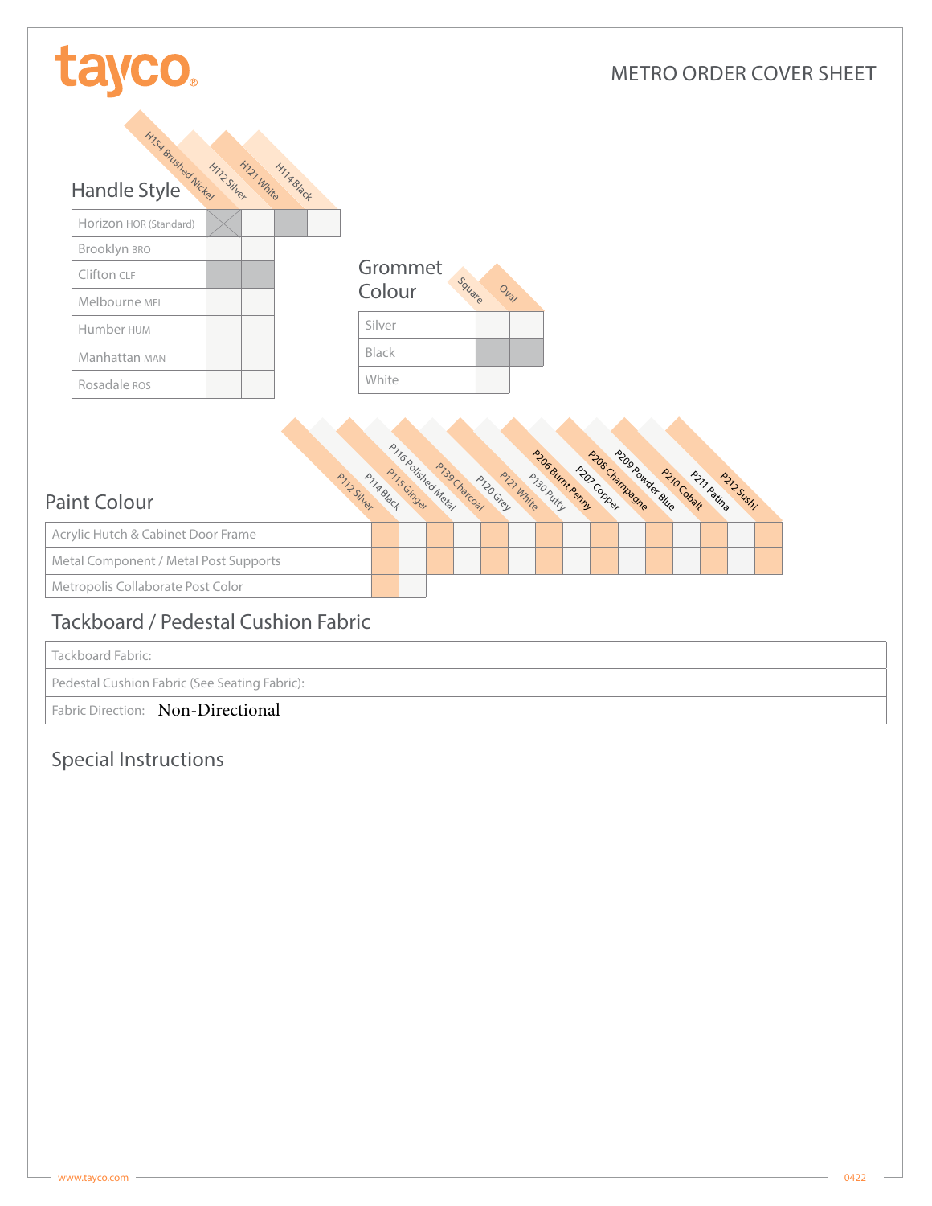METRO ORDER COVER SHEET

## Handle Style

| | H154 Brushed Nickel | H112 Silver | H121 White | H114 Black |
|---|---|---|---|---|
| Horizon HOR (Standard) | | | | |
| Brooklyn BRO | | | | |
| Clifton CLF | | | | |
| Melbourne MEL | | | | |
| Humber HUM | | | | |
| Manhattan MAN | | | | |
| Rosadale ROS | | | | |

## Grommet Colour

| | Square | Oval |
|---|---|---|
| Silver | | |
| Black | | |
| White | | |

## Paint Colour

| | P112 Silver | P114 Black | P115 Ginger | P116 Polished Metal | P139 Charcoal | P120 Grey | P121 White | P130 Putty | P206 Burnt Penny | P207 Copper | P208 Champagne | P209 Powder Blue | P210 Cobalt | P211 Patina | P212 Sushi |
|---|---|---|---|---|---|---|---|---|---|---|---|---|---|---|---|
| Acrylic Hutch & Cabinet Door Frame | | | | | | | | | | | | | | | |
| Metal Component / Metal Post Supports | | | | | | | | | | | | | | | |
| Metropolis Collaborate Post Color | | | | | | | | | | | | | | | |

## Tackboard / Pedestal Cushion Fabric

| |
|---|
| Tackboard Fabric: |
| Pedestal Cushion Fabric (See Seating Fabric): |
| Fabric Direction: Non-Directional |

## Special Instructions

www.tayco.com